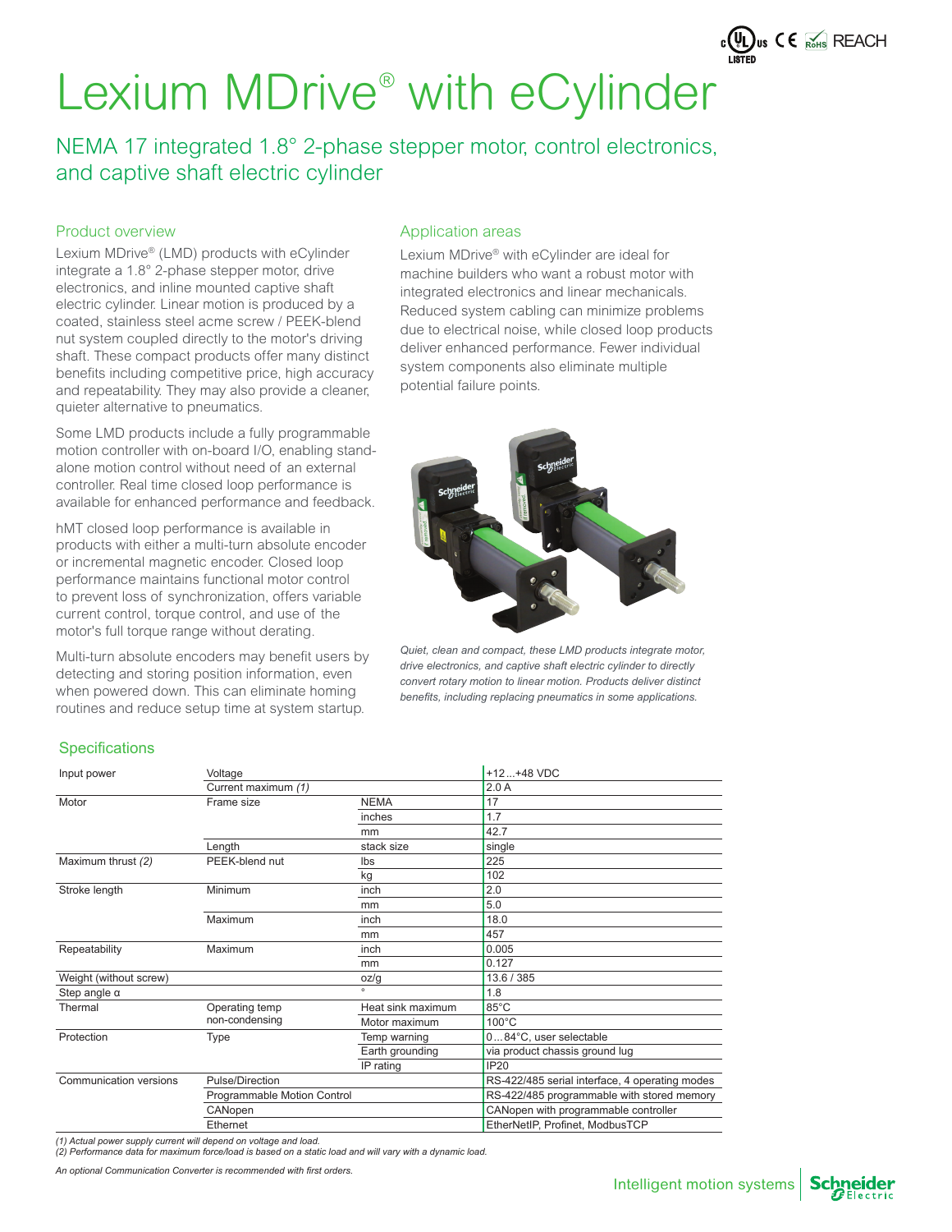# Lexium MDrive® with eCylinder

## NEMA 17 integrated 1.8° 2-phase stepper motor, control electronics, and captive shaft electric cylinder

cULus LISTED CE RoHS REACH

### Product overview

Lexium MDrive® (LMD) products with eCylinder integrate a 1.8° 2-phase stepper motor, drive electronics, and inline mounted captive shaft electric cylinder. Linear motion is produced by a coated, stainless steel acme screw / PEEK-blend nut system coupled directly to the motor's driving shaft. These compact products offer many distinct benefits including competitive price, high accuracy and repeatability. They may also provide a cleaner, quieter alternative to pneumatics.

Some LMD products include a fully programmable motion controller with on-board I/O, enabling stand-alone motion control without need of an external controller. Real time closed loop performance is available for enhanced performance and feedback.

hMT closed loop performance is available in products with either a multi-turn absolute encoder or incremental magnetic encoder. Closed loop performance maintains functional motor control to prevent loss of synchronization, offers variable current control, torque control, and use of the motor's full torque range without derating.

Multi-turn absolute encoders may benefit users by detecting and storing position information, even when powered down. This can eliminate homing routines and reduce setup time at system startup.

### Application areas

Lexium MDrive® with eCylinder are ideal for machine builders who want a robust motor with integrated electronics and linear mechanicals. Reduced system cabling can minimize problems due to electrical noise, while closed loop products deliver enhanced performance. Fewer individual system components also eliminate multiple potential failure points.

*Quiet, clean and compact, these LMD products integrate motor, drive electronics, and captive shaft electric cylinder to directly convert rotary motion to linear motion. Products deliver distinct benefits, including replacing pneumatics in some applications.*

### Specifications

| | | | |
|---|---|---|---|
| Input power | Voltage | | +12...+48 VDC |
| | Current maximum *(1)* | | 2.0 A |
| Motor | Frame size | NEMA | 17 |
| | | inches | 1.7 |
| | | mm | 42.7 |
| | Length | stack size | single |
| Maximum thrust *(2)* | PEEK-blend nut | lbs | 225 |
| | | kg | 102 |
| Stroke length | Minimum | inch | 2.0 |
| | | mm | 5.0 |
| | Maximum | inch | 18.0 |
| | | mm | 457 |
| Repeatability | Maximum | inch | 0.005 |
| | | mm | 0.127 |
| Weight (without screw) | | oz/g | 13.6 / 385 |
| Step angle α | | ° | 1.8 |
| Thermal | Operating temp non-condensing | Heat sink maximum | 85°C |
| | | Motor maximum | 100°C |
| Protection | Type | Temp warning | 0…84°C, user selectable |
| | | Earth grounding | via product chassis ground lug |
| | | IP rating | IP20 |
| Communication versions | Pulse/Direction | | RS-422/485 serial interface, 4 operating modes |
| | Programmable Motion Control | | RS-422/485 programmable with stored memory |
| | CANopen | | CANopen with programmable controller |
| | Ethernet | | EtherNetIP, Profinet, ModbusTCP |

*(1) Actual power supply current will depend on voltage and load.*
*(2) Performance data for maximum force/load is based on a static load and will vary with a dynamic load.*

*An optional Communication Converter is recommended with first orders.*

Intelligent motion systems — Schneider Electric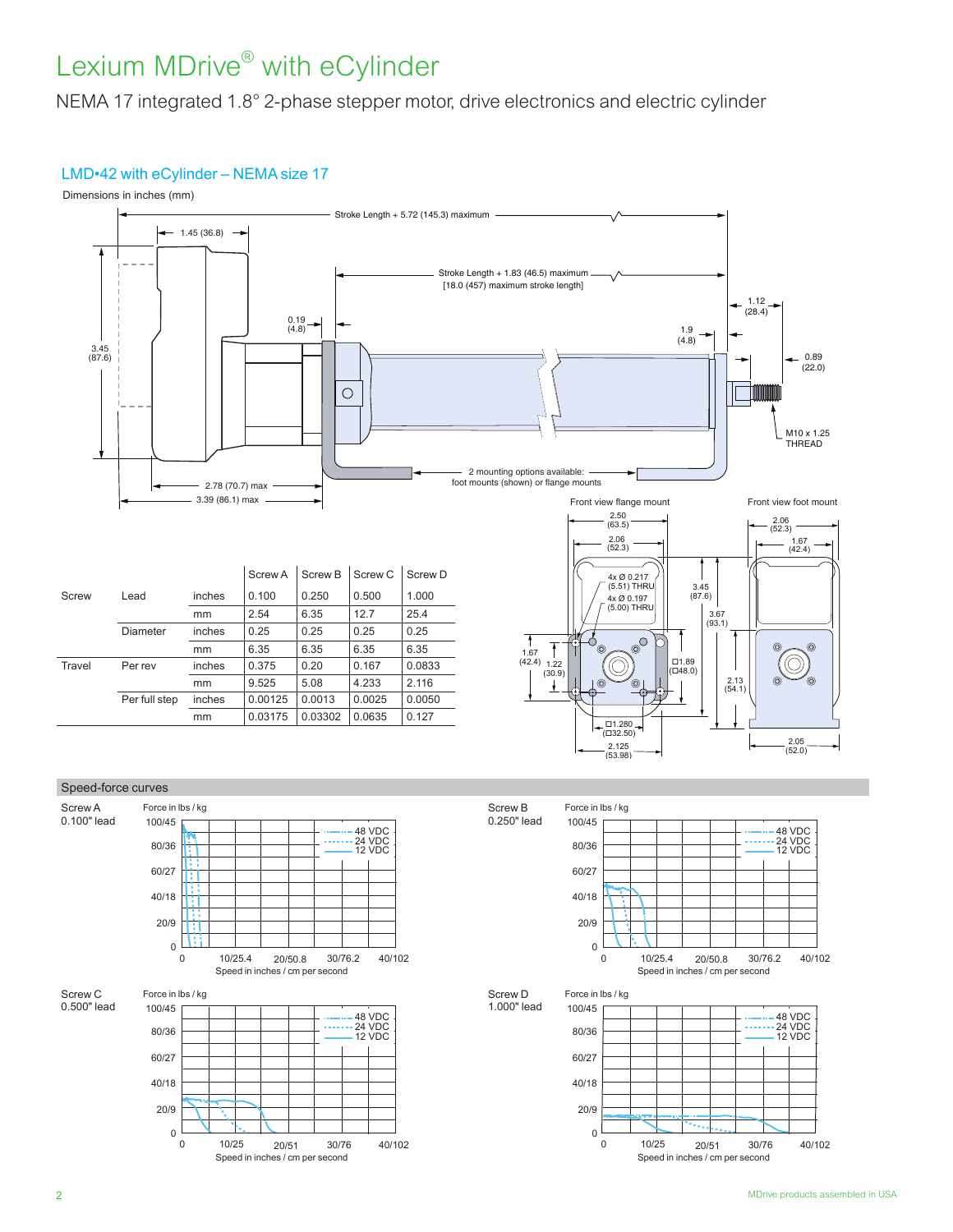# Lexium MDrive® with eCylinder

NEMA 17 integrated 1.8° 2-phase stepper motor, drive electronics and electric cylinder

## LMD•42 with eCylinder – NEMA size 17

Dimensions in inches (mm)

Stroke Length + 5.72 (145.3) maximum

1.45 (36.8)

Stroke Length + 1.83 (46.5) maximum [18.0 (457) maximum stroke length]

0.19 (4.8)

1.12 (28.4)

1.9 (4.8)

0.89 (22.0)

3.45 (87.6)

M10 x 1.25 THREAD

2 mounting options available: foot mounts (shown) or flange mounts

2.78 (70.7) max

3.39 (86.1) max

Front view flange mount

2.50 (63.5)

2.06 (52.3)

4x Ø 0.217 (5.51) THRU

4x Ø 0.197 (5.00) THRU

3.45 (87.6)

3.67 (93.1)

1.67 (42.4)

1.22 (30.9)

□1.89 (□48.0)

□1.280 (□32.50)

2.125 (53.98)

Front view foot mount

2.06 (52.3)

1.67 (42.4)

2.13 (54.1)

2.05 (52.0)

| | | | Screw A | Screw B | Screw C | Screw D |
|---|---|---|---|---|---|---|
| Screw | Lead | inches | 0.100 | 0.250 | 0.500 | 1.000 |
| | | mm | 2.54 | 6.35 | 12.7 | 25.4 |
| | Diameter | inches | 0.25 | 0.25 | 0.25 | 0.25 |
| | | mm | 6.35 | 6.35 | 6.35 | 6.35 |
| Travel | Per rev | inches | 0.375 | 0.20 | 0.167 | 0.0833 |
| | | mm | 9.525 | 5.08 | 4.233 | 2.116 |
| | Per full step | inches | 0.00125 | 0.0013 | 0.0025 | 0.0050 |
| | | mm | 0.03175 | 0.03302 | 0.0635 | 0.127 |

### Speed-force curves

Screw A 0.100" lead — Force in lbs / kg (0, 20/9, 40/18, 60/27, 80/36, 100/45); Speed in inches / cm per second (0, 10/25.4, 20/50.8, 30/76.2, 40/102); 48 VDC, 24 VDC, 12 VDC

Screw B 0.250" lead — Force in lbs / kg (0, 20/9, 40/18, 60/27, 80/36, 100/45); Speed in inches / cm per second (0, 10/25.4, 20/50.8, 30/76.2, 40/102); 48 VDC, 24 VDC, 12 VDC

Screw C 0.500" lead — Force in lbs / kg (0, 20/9, 40/18, 60/27, 80/36, 100/45); Speed in inches / cm per second (0, 10/25, 20/51, 30/76, 40/102); 48 VDC, 24 VDC, 12 VDC

Screw D 1.000" lead — Force in lbs / kg (0, 20/9, 40/18, 60/27, 80/36, 100/45); Speed in inches / cm per second (0, 10/25, 20/51, 30/76, 40/102); 48 VDC, 24 VDC, 12 VDC

MDrive products assembled in USA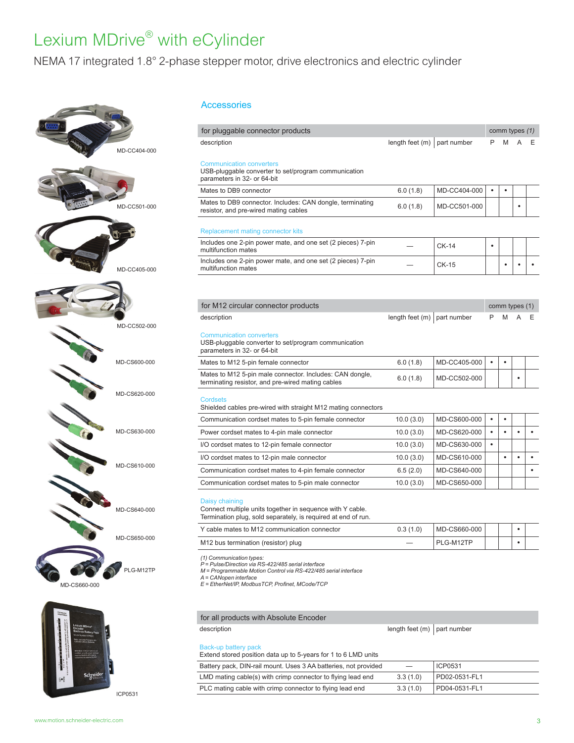# Lexium MDrive® with eCylinder

NEMA 17 integrated 1.8° 2-phase stepper motor, drive electronics and electric cylinder

MD-CC404-000

MD-CC501-000

MD-CC405-000

MD-CC502-000

MD-CS600-000

MD-CS620-000

MD-CS630-000

MD-CS610-000

MD-CS640-000

MD-CS650-000

PLG-M12TP

MD-CS660-000

ICP0531

## Accessories

| for pluggable connector products | | | comm types (1) | | | |
|---|---|---|---|---|---|---|
| description | length feet (m) | part number | P | M | A | E |
| **Communication converters** USB-pluggable converter to set/program communication parameters in 32- or 64-bit | | | | | | |
| Mates to DB9 connector | 6.0 (1.8) | MD-CC404-000 | • | • | | |
| Mates to DB9 connector. Includes: CAN dongle, terminating resistor, and pre-wired mating cables | 6.0 (1.8) | MD-CC501-000 | | | • | |
| **Replacement mating connector kits** | | | | | | |
| Includes one 2-pin power mate, and one set (2 pieces) 7-pin multifunction mates | — | CK-14 | • | | | |
| Includes one 2-pin power mate, and one set (2 pieces) 7-pin multifunction mates | — | CK-15 | | • | • | • |

| for M12 circular connector products | | | comm types (1) | | | |
|---|---|---|---|---|---|---|
| description | length feet (m) | part number | P | M | A | E |
| **Communication converters** USB-pluggable converter to set/program communication parameters in 32- or 64-bit | | | | | | |
| Mates to M12 5-pin female connector | 6.0 (1.8) | MD-CC405-000 | • | • | | |
| Mates to M12 5-pin male connector. Includes: CAN dongle, terminating resistor, and pre-wired mating cables | 6.0 (1.8) | MD-CC502-000 | | | • | |
| **Cordsets** Shielded cables pre-wired with straight M12 mating connectors | | | | | | |
| Communication cordset mates to 5-pin female connector | 10.0 (3.0) | MD-CS600-000 | • | • | | |
| Power cordset mates to 4-pin male connector | 10.0 (3.0) | MD-CS620-000 | • | • | • | • |
| I/O cordset mates to 12-pin female connector | 10.0 (3.0) | MD-CS630-000 | • | | | |
| I/O cordset mates to 12-pin male connector | 10.0 (3.0) | MD-CS610-000 | | • | • | • |
| Communication cordset mates to 4-pin female connector | 6.5 (2.0) | MD-CS640-000 | | | | • |
| Communication cordset mates to 5-pin male connector | 10.0 (3.0) | MD-CS650-000 | | | | |
| **Daisy chaining** Connect multiple units together in sequence with Y cable. Termination plug, sold separately, is required at end of run. | | | | | | |
| Y cable mates to M12 communication connector | 0.3 (1.0) | MD-CS660-000 | | | • | |
| M12 bus termination (resistor) plug | — | PLG-M12TP | | | • | |

*(1) Communication types:*
*P = Pulse/Direction via RS-422/485 serial interface*
*M = Programmable Motion Control via RS-422/485 serial interface*
*A = CANopen interface*
*E = EtherNet/IP, ModbusTCP, Profinet, MCode/TCP*

| for all products with Absolute Encoder | | |
|---|---|---|
| description | length feet (m) | part number |
| **Back-up battery pack** Extend stored position data up to 5-years for 1 to 6 LMD units | | |
| Battery pack, DIN-rail mount. Uses 3 AA batteries, not provided | — | ICP0531 |
| LMD mating cable(s) with crimp connector to flying lead end | 3.3 (1.0) | PD02-0531-FL1 |
| PLC mating cable with crimp connector to flying lead end | 3.3 (1.0) | PD04-0531-FL1 |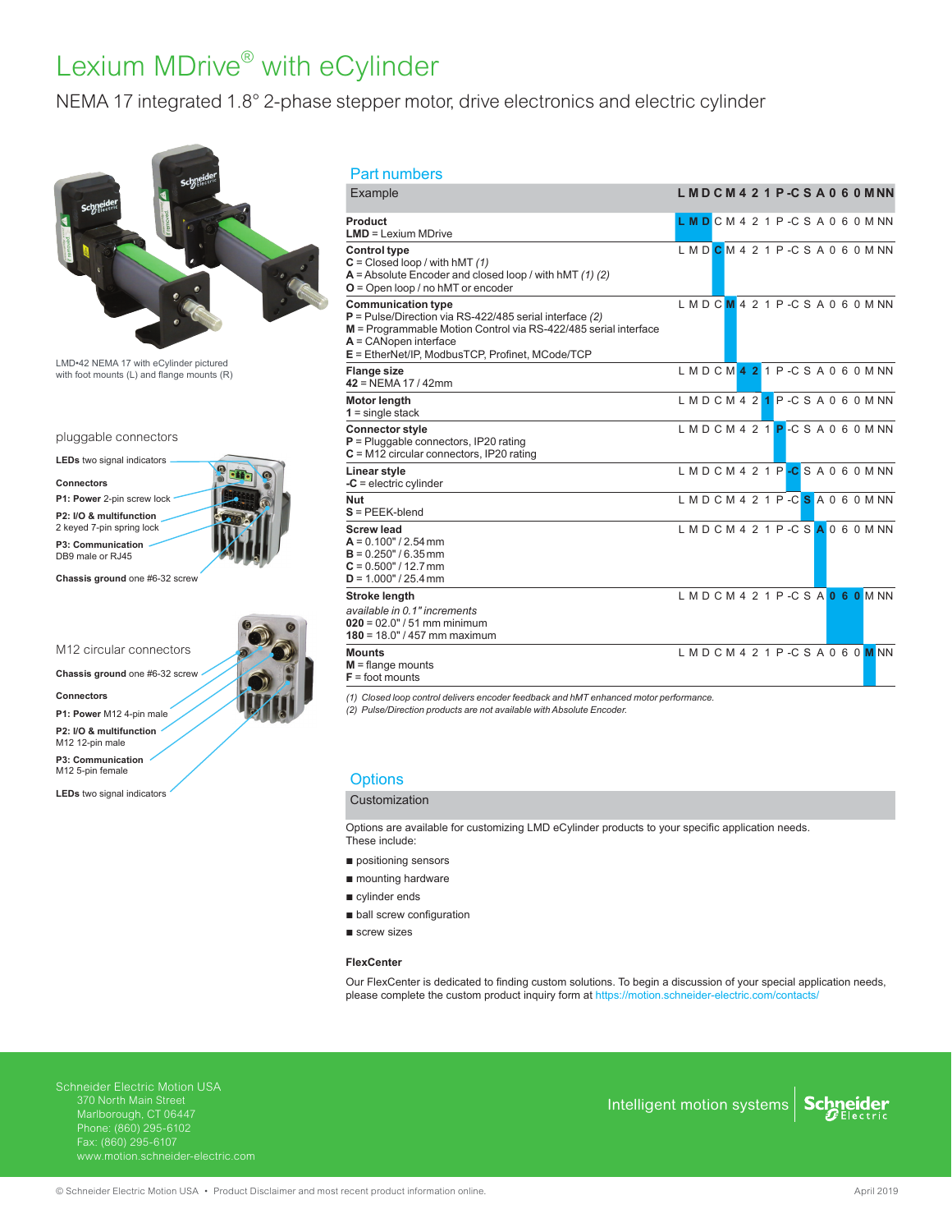# Lexium MDrive® with eCylinder

NEMA 17 integrated 1.8° 2-phase stepper motor, drive electronics and electric cylinder

LMD•42 NEMA 17 with eCylinder pictured with foot mounts (L) and flange mounts (R)

## Part numbers

| Example | LMDCM421P-CSA060MNN |
|---|---|
| **Product**<br>**LMD** = Lexium MDrive | **LMD** CM421P-CSA060MNN |
| **Control type**<br>**C** = Closed loop / with hMT *(1)*<br>**A** = Absolute Encoder and closed loop / with hMT *(1) (2)*<br>**O** = Open loop / no hMT or encoder | LMD **C** M421P-CSA060MNN |
| **Communication type**<br>**P** = Pulse/Direction via RS-422/485 serial interface *(2)*<br>**M** = Programmable Motion Control via RS-422/485 serial interface<br>**A** = CANopen interface<br>**E** = EtherNet/IP, ModbusTCP, Profinet, MCode/TCP | LMDC **M** 421P-CSA060MNN |
| **Flange size**<br>**42** = NEMA 17 / 42mm | LMDCM **42** 1P-CSA060MNN |
| **Motor length**<br>**1** = single stack | LMDCM42 **1** P-CSA060MNN |
| **Connector style**<br>**P** = Pluggable connectors, IP20 rating<br>**C** = M12 circular connectors, IP20 rating | LMDCM421 **P** -CSA060MNN |
| **Linear style**<br>**-C** = electric cylinder | LMDCM421P **-C** SA060MNN |
| **Nut**<br>**S** = PEEK-blend | LMDCM421P-C **S** A060MNN |
| **Screw lead**<br>**A** = 0.100" / 2.54 mm<br>**B** = 0.250" / 6.35 mm<br>**C** = 0.500" / 12.7 mm<br>**D** = 1.000" / 25.4 mm | LMDCM421P-CS **A** 060MNN |
| **Stroke length**<br>*available in 0.1" increments*<br>**020** = 02.0" / 51 mm minimum<br>**180** = 18.0" / 457 mm maximum | LMDCM421P-CSA **060** MNN |
| **Mounts**<br>**M** = flange mounts<br>**F** = foot mounts | LMDCM421P-CSA060 **M** NN |

*(1) Closed loop control delivers encoder feedback and hMT enhanced motor performance.*
*(2) Pulse/Direction products are not available with Absolute Encoder.*

### pluggable connectors

**LEDs** two signal indicators

**Connectors**

**P1: Power** 2-pin screw lock

**P2: I/O & multifunction** 2 keyed 7-pin spring lock

**P3: Communication** DB9 male or RJ45

**Chassis ground** one #6-32 screw

### M12 circular connectors

**Chassis ground** one #6-32 screw

**Connectors**

**P1: Power** M12 4-pin male

**P2: I/O & multifunction** M12 12-pin male

**P3: Communication** M12 5-pin female

**LEDs** two signal indicators

## Options

### Customization

Options are available for customizing LMD eCylinder products to your specific application needs. These include:

- positioning sensors
- mounting hardware
- cylinder ends
- ball screw configuration
- screw sizes

**FlexCenter**

Our FlexCenter is dedicated to finding custom solutions. To begin a discussion of your special application needs, please complete the custom product inquiry form at https://motion.schneider-electric.com/contacts/

Schneider Electric Motion USA
370 North Main Street
Marlborough, CT 06447
Phone: (860) 295-6102
Fax: (860) 295-6107
www.motion.schneider-electric.com

Intelligent motion systems | Schneider Electric

© Schneider Electric Motion USA • Product Disclaimer and most recent product information online.

April 2019